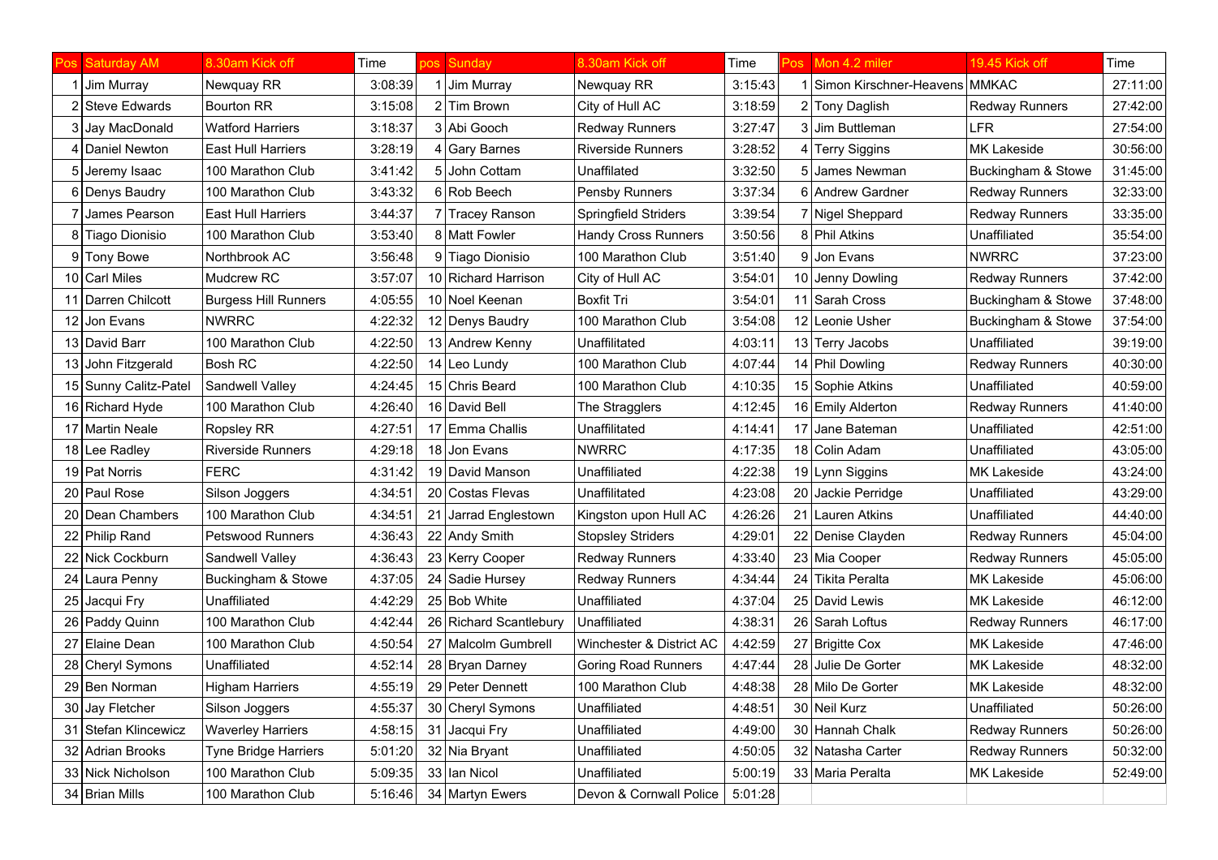| Pos | Saturday AM | 8.30am Kick off | Time | pos | Sunday | 8.30am Kick off | Time | Pos | Mon 4.2 miler | 19.45 Kick off | Time |
|---|---|---|---|---|---|---|---|---|---|---|---|
| 1 | Jim Murray | Newquay RR | 3:08:39 | 1 | Jim Murray | Newquay RR | 3:15:43 | 1 | Simon Kirschner-Heavens | MMKAC | 27:11:00 |
| 2 | Steve Edwards | Bourton RR | 3:15:08 | 2 | Tim Brown | City of Hull AC | 3:18:59 | 2 | Tony Daglish | Redway Runners | 27:42:00 |
| 3 | Jay MacDonald | Watford Harriers | 3:18:37 | 3 | Abi Gooch | Redway Runners | 3:27:47 | 3 | Jim Buttleman | LFR | 27:54:00 |
| 4 | Daniel Newton | East Hull Harriers | 3:28:19 | 4 | Gary Barnes | Riverside Runners | 3:28:52 | 4 | Terry Siggins | MK Lakeside | 30:56:00 |
| 5 | Jeremy Isaac | 100 Marathon Club | 3:41:42 | 5 | John Cottam | Unafflilated | 3:32:50 | 5 | James Newman | Buckingham & Stowe | 31:45:00 |
| 6 | Denys Baudry | 100 Marathon Club | 3:43:32 | 6 | Rob Beech | Pensby Runners | 3:37:34 | 6 | Andrew Gardner | Redway Runners | 32:33:00 |
| 7 | James Pearson | East Hull Harriers | 3:44:37 | 7 | Tracey Ranson | Springfield Striders | 3:39:54 | 7 | Nigel Sheppard | Redway Runners | 33:35:00 |
| 8 | Tiago Dionisio | 100 Marathon Club | 3:53:40 | 8 | Matt Fowler | Handy Cross Runners | 3:50:56 | 8 | Phil Atkins | Unaffiliated | 35:54:00 |
| 9 | Tony Bowe | Northbrook AC | 3:56:48 | 9 | Tiago Dionisio | 100 Marathon Club | 3:51:40 | 9 | Jon Evans | NWRRC | 37:23:00 |
| 10 | Carl Miles | Mudcrew RC | 3:57:07 | 10 | Richard Harrison | City of Hull AC | 3:54:01 | 10 | Jenny Dowling | Redway Runners | 37:42:00 |
| 11 | Darren Chilcott | Burgess Hill Runners | 4:05:55 | 10 | Noel Keenan | Boxfit Tri | 3:54:01 | 11 | Sarah Cross | Buckingham & Stowe | 37:48:00 |
| 12 | Jon Evans | NWRRC | 4:22:32 | 12 | Denys Baudry | 100 Marathon Club | 3:54:08 | 12 | Leonie Usher | Buckingham & Stowe | 37:54:00 |
| 13 | David Barr | 100 Marathon Club | 4:22:50 | 13 | Andrew Kenny | Unafflilated | 4:03:11 | 13 | Terry Jacobs | Unaffiliated | 39:19:00 |
| 13 | John Fitzgerald | Bosh RC | 4:22:50 | 14 | Leo Lundy | 100 Marathon Club | 4:07:44 | 14 | Phil Dowling | Redway Runners | 40:30:00 |
| 15 | Sunny Calitz-Patel | Sandwell Valley | 4:24:45 | 15 | Chris Beard | 100 Marathon Club | 4:10:35 | 15 | Sophie Atkins | Unaffiliated | 40:59:00 |
| 16 | Richard Hyde | 100 Marathon Club | 4:26:40 | 16 | David Bell | The Stragglers | 4:12:45 | 16 | Emily Alderton | Redway Runners | 41:40:00 |
| 17 | Martin Neale | Ropsley RR | 4:27:51 | 17 | Emma Challis | Unafflilated | 4:14:41 | 17 | Jane Bateman | Unaffiliated | 42:51:00 |
| 18 | Lee Radley | Riverside Runners | 4:29:18 | 18 | Jon Evans | NWRRC | 4:17:35 | 18 | Colin Adam | Unaffiliated | 43:05:00 |
| 19 | Pat Norris | FERC | 4:31:42 | 19 | David Manson | Unaffiliated | 4:22:38 | 19 | Lynn Siggins | MK Lakeside | 43:24:00 |
| 20 | Paul Rose | Silson Joggers | 4:34:51 | 20 | Costas Flevas | Unafflilated | 4:23:08 | 20 | Jackie Perridge | Unaffiliated | 43:29:00 |
| 20 | Dean Chambers | 100 Marathon Club | 4:34:51 | 21 | Jarrad Englestown | Kingston upon Hull AC | 4:26:26 | 21 | Lauren Atkins | Unaffiliated | 44:40:00 |
| 22 | Philip Rand | Petswood Runners | 4:36:43 | 22 | Andy Smith | Stopsley Striders | 4:29:01 | 22 | Denise Clayden | Redway Runners | 45:04:00 |
| 22 | Nick Cockburn | Sandwell Valley | 4:36:43 | 23 | Kerry Cooper | Redway Runners | 4:33:40 | 23 | Mia Cooper | Redway Runners | 45:05:00 |
| 24 | Laura Penny | Buckingham & Stowe | 4:37:05 | 24 | Sadie Hursey | Redway Runners | 4:34:44 | 24 | Tikita Peralta | MK Lakeside | 45:06:00 |
| 25 | Jacqui Fry | Unaffiliated | 4:42:29 | 25 | Bob White | Unaffiliated | 4:37:04 | 25 | David Lewis | MK Lakeside | 46:12:00 |
| 26 | Paddy Quinn | 100 Marathon Club | 4:42:44 | 26 | Richard Scantlebury | Unaffiliated | 4:38:31 | 26 | Sarah Loftus | Redway Runners | 46:17:00 |
| 27 | Elaine Dean | 100 Marathon Club | 4:50:54 | 27 | Malcolm Gumbrell | Winchester & District AC | 4:42:59 | 27 | Brigitte Cox | MK Lakeside | 47:46:00 |
| 28 | Cheryl Symons | Unaffiliated | 4:52:14 | 28 | Bryan Darney | Goring Road Runners | 4:47:44 | 28 | Julie De Gorter | MK Lakeside | 48:32:00 |
| 29 | Ben Norman | Higham Harriers | 4:55:19 | 29 | Peter Dennett | 100 Marathon Club | 4:48:38 | 28 | Milo De Gorter | MK Lakeside | 48:32:00 |
| 30 | Jay Fletcher | Silson Joggers | 4:55:37 | 30 | Cheryl Symons | Unaffiliated | 4:48:51 | 30 | Neil Kurz | Unaffiliated | 50:26:00 |
| 31 | Stefan Klincewicz | Waverley Harriers | 4:58:15 | 31 | Jacqui Fry | Unaffiliated | 4:49:00 | 30 | Hannah Chalk | Redway Runners | 50:26:00 |
| 32 | Adrian Brooks | Tyne Bridge Harriers | 5:01:20 | 32 | Nia Bryant | Unaffiliated | 4:50:05 | 32 | Natasha Carter | Redway Runners | 50:32:00 |
| 33 | Nick Nicholson | 100 Marathon Club | 5:09:35 | 33 | Ian Nicol | Unaffiliated | 5:00:19 | 33 | Maria Peralta | MK Lakeside | 52:49:00 |
| 34 | Brian Mills | 100 Marathon Club | 5:16:46 | 34 | Martyn Ewers | Devon & Cornwall Police | 5:01:28 | | | | |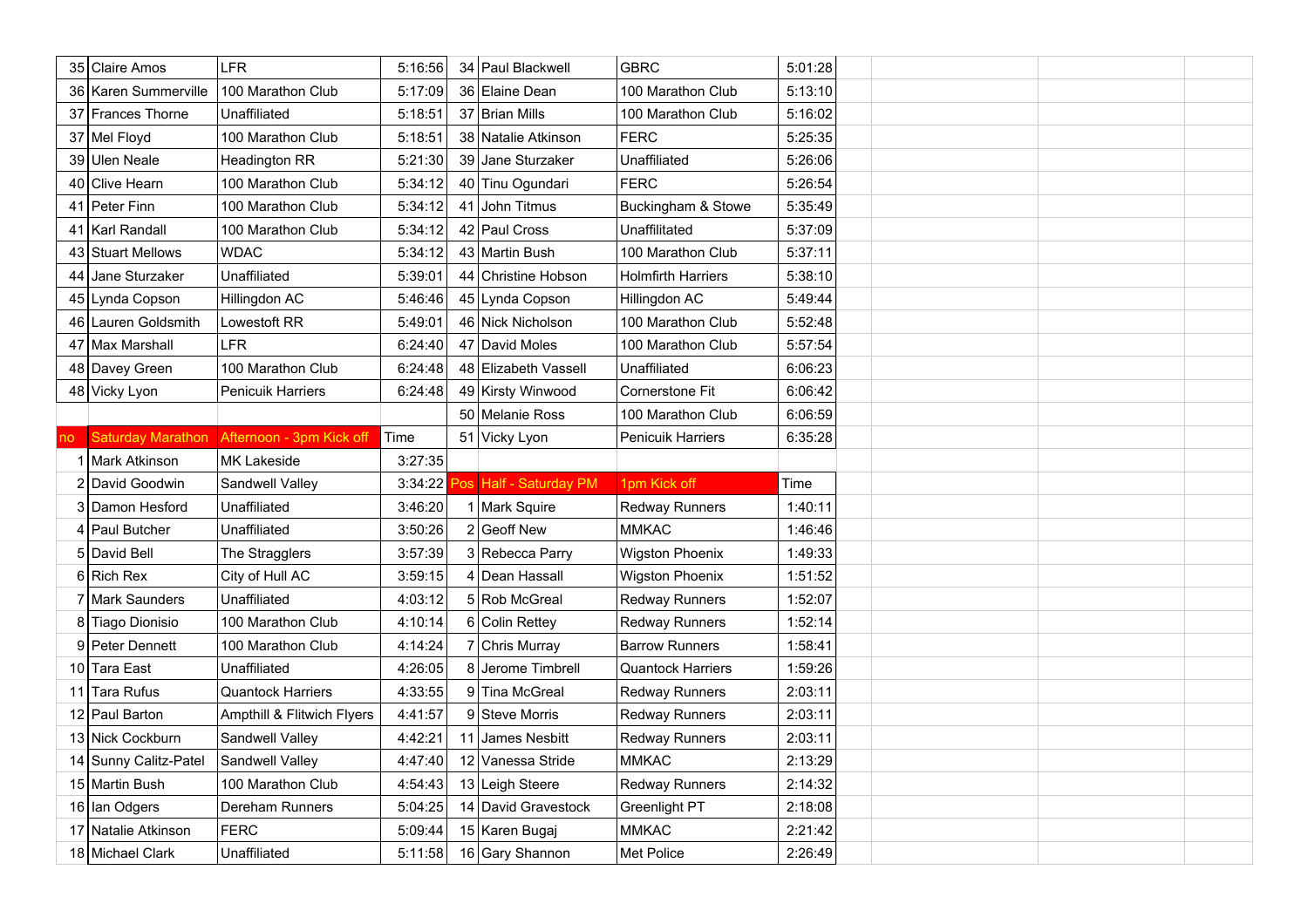| | | | | | | | |
|---|---|---|---|---|---|---|---|
| 35 | Claire Amos | LFR | 5:16:56 | 34 | Paul Blackwell | GBRC | 5:01:28 |
| 36 | Karen Summerville | 100 Marathon Club | 5:17:09 | 36 | Elaine Dean | 100 Marathon Club | 5:13:10 |
| 37 | Frances Thorne | Unaffiliated | 5:18:51 | 37 | Brian Mills | 100 Marathon Club | 5:16:02 |
| 37 | Mel Floyd | 100 Marathon Club | 5:18:51 | 38 | Natalie Atkinson | FERC | 5:25:35 |
| 39 | Ulen Neale | Headington RR | 5:21:30 | 39 | Jane Sturzaker | Unaffiliated | 5:26:06 |
| 40 | Clive Hearn | 100 Marathon Club | 5:34:12 | 40 | Tinu Ogundari | FERC | 5:26:54 |
| 41 | Peter Finn | 100 Marathon Club | 5:34:12 | 41 | John Titmus | Buckingham & Stowe | 5:35:49 |
| 41 | Karl Randall | 100 Marathon Club | 5:34:12 | 42 | Paul Cross | Unaffilitated | 5:37:09 |
| 43 | Stuart Mellows | WDAC | 5:34:12 | 43 | Martin Bush | 100 Marathon Club | 5:37:11 |
| 44 | Jane Sturzaker | Unaffiliated | 5:39:01 | 44 | Christine Hobson | Holmfirth Harriers | 5:38:10 |
| 45 | Lynda Copson | Hillingdon AC | 5:46:46 | 45 | Lynda Copson | Hillingdon AC | 5:49:44 |
| 46 | Lauren Goldsmith | Lowestoft RR | 5:49:01 | 46 | Nick Nicholson | 100 Marathon Club | 5:52:48 |
| 47 | Max Marshall | LFR | 6:24:40 | 47 | David Moles | 100 Marathon Club | 5:57:54 |
| 48 | Davey Green | 100 Marathon Club | 6:24:48 | 48 | Elizabeth Vassell | Unaffiliated | 6:06:23 |
| 48 | Vicky Lyon | Penicuik Harriers | 6:24:48 | 49 | Kirsty Winwood | Cornerstone Fit | 6:06:42 |
| | | | | 50 | Melanie Ross | 100 Marathon Club | 6:06:59 |
| no | Saturday Marathon | Afternoon - 3pm Kick off | Time | 51 | Vicky Lyon | Penicuik Harriers | 6:35:28 |
| 1 | Mark Atkinson | MK Lakeside | 3:27:35 | | | | |
| 2 | David Goodwin | Sandwell Valley | 3:34:22 | Pos | Half - Saturday PM | 1pm Kick off | Time |
| 3 | Damon Hesford | Unaffiliated | 3:46:20 | 1 | Mark Squire | Redway Runners | 1:40:11 |
| 4 | Paul Butcher | Unaffiliated | 3:50:26 | 2 | Geoff New | MMKAC | 1:46:46 |
| 5 | David Bell | The Stragglers | 3:57:39 | 3 | Rebecca Parry | Wigston Phoenix | 1:49:33 |
| 6 | Rich Rex | City of Hull AC | 3:59:15 | 4 | Dean Hassall | Wigston Phoenix | 1:51:52 |
| 7 | Mark Saunders | Unaffiliated | 4:03:12 | 5 | Rob McGreal | Redway Runners | 1:52:07 |
| 8 | Tiago Dionisio | 100 Marathon Club | 4:10:14 | 6 | Colin Rettey | Redway Runners | 1:52:14 |
| 9 | Peter Dennett | 100 Marathon Club | 4:14:24 | 7 | Chris Murray | Barrow Runners | 1:58:41 |
| 10 | Tara East | Unaffiliated | 4:26:05 | 8 | Jerome Timbrell | Quantock Harriers | 1:59:26 |
| 11 | Tara Rufus | Quantock Harriers | 4:33:55 | 9 | Tina McGreal | Redway Runners | 2:03:11 |
| 12 | Paul Barton | Ampthill & Flitwich Flyers | 4:41:57 | 9 | Steve Morris | Redway Runners | 2:03:11 |
| 13 | Nick Cockburn | Sandwell Valley | 4:42:21 | 11 | James Nesbitt | Redway Runners | 2:03:11 |
| 14 | Sunny Calitz-Patel | Sandwell Valley | 4:47:40 | 12 | Vanessa Stride | MMKAC | 2:13:29 |
| 15 | Martin Bush | 100 Marathon Club | 4:54:43 | 13 | Leigh Steere | Redway Runners | 2:14:32 |
| 16 | Ian Odgers | Dereham Runners | 5:04:25 | 14 | David Gravestock | Greenlight PT | 2:18:08 |
| 17 | Natalie Atkinson | FERC | 5:09:44 | 15 | Karen Bugaj | MMKAC | 2:21:42 |
| 18 | Michael Clark | Unaffiliated | 5:11:58 | 16 | Gary Shannon | Met Police | 2:26:49 |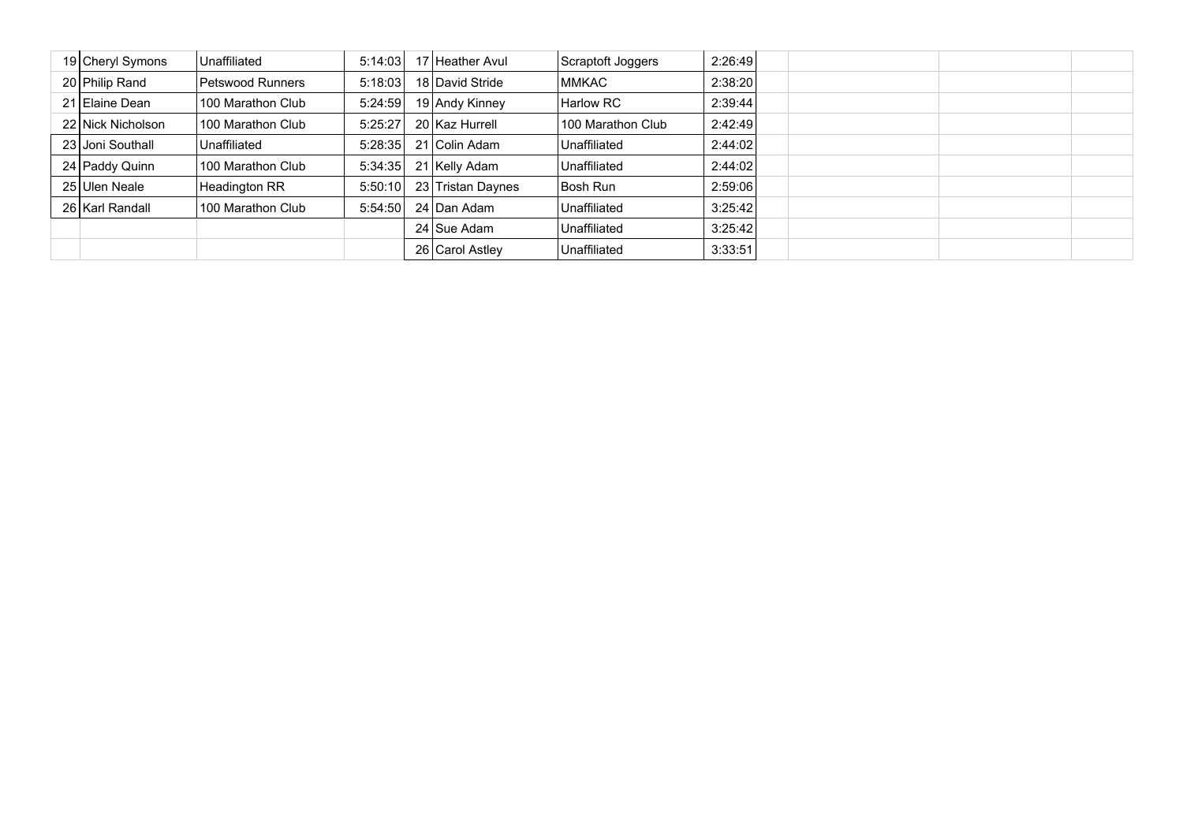| | | | | | | | | | | |
|---|---|---|---|---|---|---|---|---|---|---|
| 19 | Cheryl Symons | Unaffiliated | 5:14:03 | 17 | Heather Avul | Scraptoft Joggers | 2:26:49 | | | |
| 20 | Philip Rand | Petswood Runners | 5:18:03 | 18 | David Stride | MMKAC | 2:38:20 | | | |
| 21 | Elaine Dean | 100 Marathon Club | 5:24:59 | 19 | Andy Kinney | Harlow RC | 2:39:44 | | | |
| 22 | Nick Nicholson | 100 Marathon Club | 5:25:27 | 20 | Kaz Hurrell | 100 Marathon Club | 2:42:49 | | | |
| 23 | Joni Southall | Unaffiliated | 5:28:35 | 21 | Colin Adam | Unaffiliated | 2:44:02 | | | |
| 24 | Paddy Quinn | 100 Marathon Club | 5:34:35 | 21 | Kelly Adam | Unaffiliated | 2:44:02 | | | |
| 25 | Ulen Neale | Headington RR | 5:50:10 | 23 | Tristan Daynes | Bosh Run | 2:59:06 | | | |
| 26 | Karl Randall | 100 Marathon Club | 5:54:50 | 24 | Dan Adam | Unaffiliated | 3:25:42 | | | |
| | | | | 24 | Sue Adam | Unaffiliated | 3:25:42 | | | |
| | | | | 26 | Carol Astley | Unaffiliated | 3:33:51 | | | |